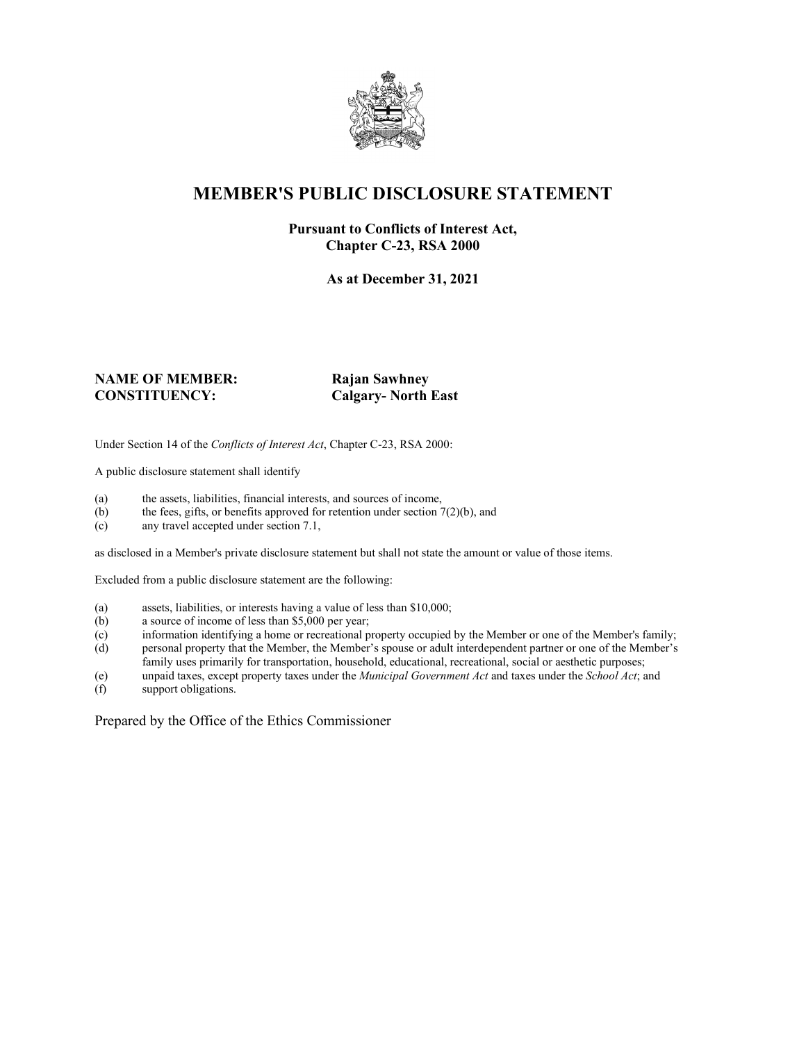# MEMBER'S PUBLIC DISCLOSURE STATEMENT

**Pursuant to Conflicts of Interest Act, Chapter C-23, RSA 2000**

**As at December 31, 2021**

**NAME OF MEMBER:** **Rajan Sawhney**
**CONSTITUENCY:** **Calgary- North East**

Under Section 14 of the *Conflicts of Interest Act*, Chapter C-23, RSA 2000:

A public disclosure statement shall identify

(a) the assets, liabilities, financial interests, and sources of income,
(b) the fees, gifts, or benefits approved for retention under section 7(2)(b), and
(c) any travel accepted under section 7.1,

as disclosed in a Member's private disclosure statement but shall not state the amount or value of those items.

Excluded from a public disclosure statement are the following:

(a) assets, liabilities, or interests having a value of less than $10,000;
(b) a source of income of less than $5,000 per year;
(c) information identifying a home or recreational property occupied by the Member or one of the Member's family;
(d) personal property that the Member, the Member's spouse or adult interdependent partner or one of the Member's family uses primarily for transportation, household, educational, recreational, social or aesthetic purposes;
(e) unpaid taxes, except property taxes under the *Municipal Government Act* and taxes under the *School Act*; and
(f) support obligations.

Prepared by the Office of the Ethics Commissioner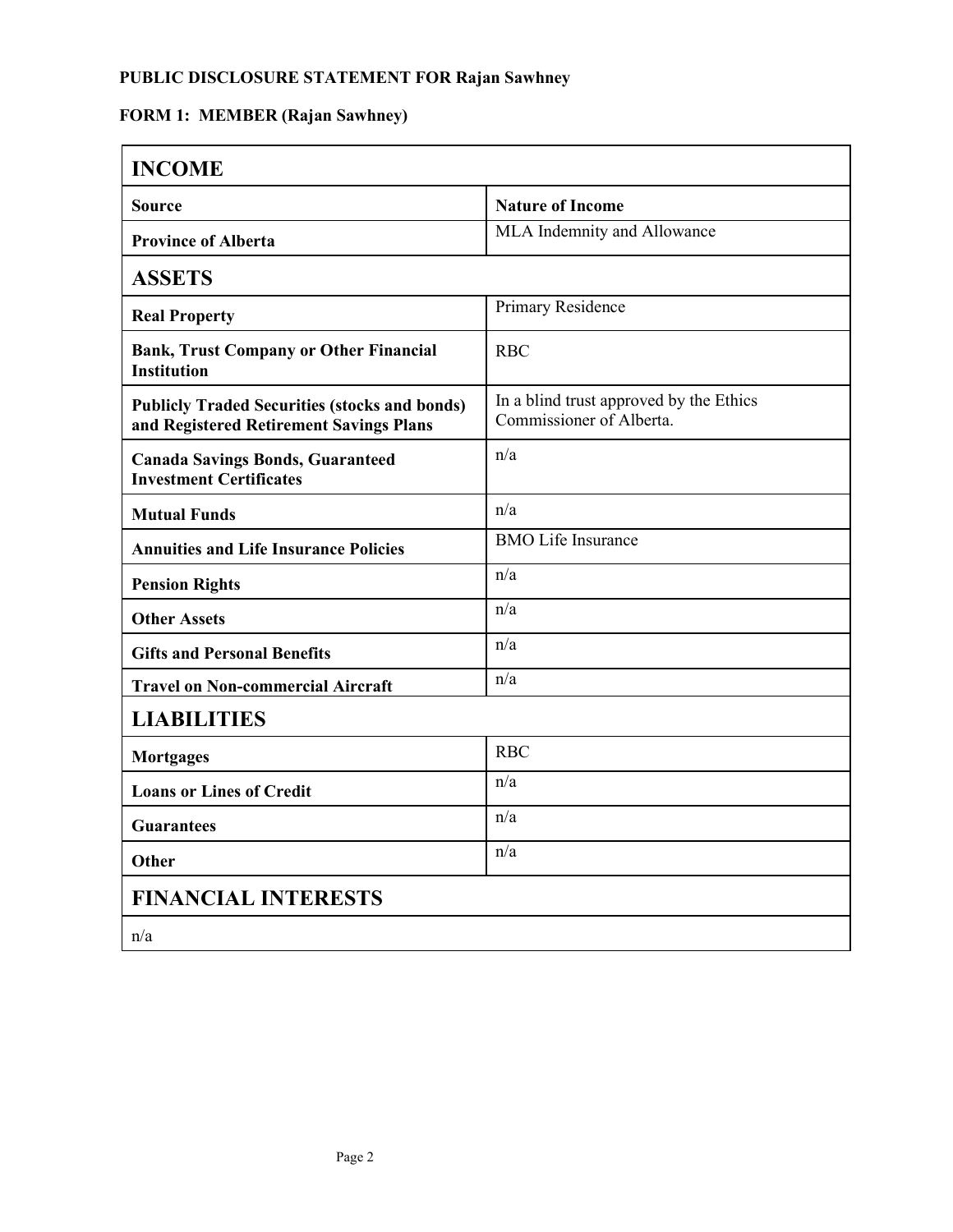**PUBLIC DISCLOSURE STATEMENT FOR Rajan Sawhney**

**FORM 1: MEMBER (Rajan Sawhney)**

| **INCOME** | |
|---|---|
| **Source** | **Nature of Income** |
| **Province of Alberta** | MLA Indemnity and Allowance |
| **ASSETS** | |
| **Real Property** | Primary Residence |
| **Bank, Trust Company or Other Financial Institution** | RBC |
| **Publicly Traded Securities (stocks and bonds) and Registered Retirement Savings Plans** | In a blind trust approved by the Ethics Commissioner of Alberta. |
| **Canada Savings Bonds, Guaranteed Investment Certificates** | n/a |
| **Mutual Funds** | n/a |
| **Annuities and Life Insurance Policies** | BMO Life Insurance |
| **Pension Rights** | n/a |
| **Other Assets** | n/a |
| **Gifts and Personal Benefits** | n/a |
| **Travel on Non-commercial Aircraft** | n/a |
| **LIABILITIES** | |
| **Mortgages** | RBC |
| **Loans or Lines of Credit** | n/a |
| **Guarantees** | n/a |
| **Other** | n/a |
| **FINANCIAL INTERESTS** | |
| n/a | |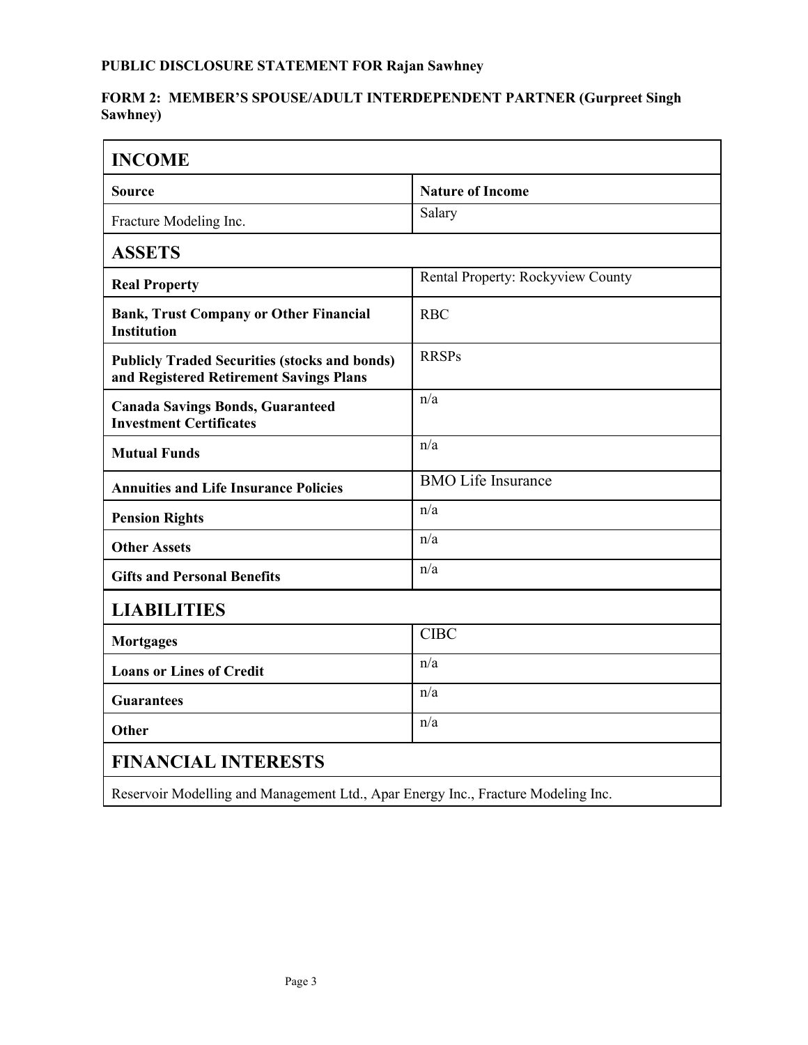**PUBLIC DISCLOSURE STATEMENT FOR Rajan Sawhney**

**FORM 2: MEMBER'S SPOUSE/ADULT INTERDEPENDENT PARTNER (Gurpreet Singh Sawhney)**

## INCOME

| Source | Nature of Income |
| --- | --- |
| Fracture Modeling Inc. | Salary |

## ASSETS

| | |
| --- | --- |
| **Real Property** | Rental Property: Rockyview County |
| **Bank, Trust Company or Other Financial Institution** | RBC |
| **Publicly Traded Securities (stocks and bonds) and Registered Retirement Savings Plans** | RRSPs |
| **Canada Savings Bonds, Guaranteed Investment Certificates** | n/a |
| **Mutual Funds** | n/a |
| **Annuities and Life Insurance Policies** | BMO Life Insurance |
| **Pension Rights** | n/a |
| **Other Assets** | n/a |
| **Gifts and Personal Benefits** | n/a |

## LIABILITIES

| | |
| --- | --- |
| **Mortgages** | CIBC |
| **Loans or Lines of Credit** | n/a |
| **Guarantees** | n/a |
| **Other** | n/a |

## FINANCIAL INTERESTS

Reservoir Modelling and Management Ltd., Apar Energy Inc., Fracture Modeling Inc.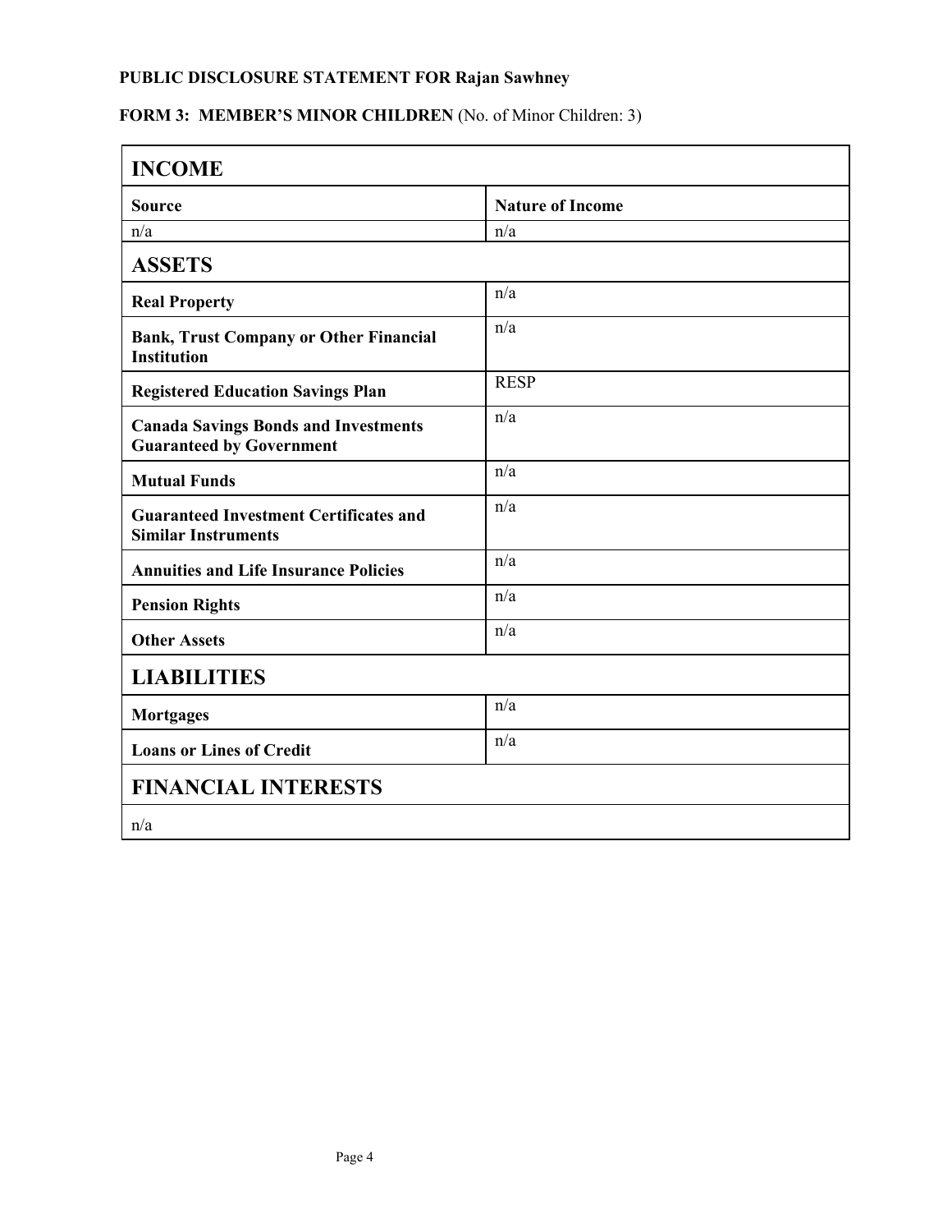**PUBLIC DISCLOSURE STATEMENT FOR Rajan Sawhney**

**FORM 3: MEMBER'S MINOR CHILDREN** (No. of Minor Children: 3)

## INCOME

| Source | Nature of Income |
|---|---|
| n/a | n/a |

## ASSETS

| | |
|---|---|
| **Real Property** | n/a |
| **Bank, Trust Company or Other Financial Institution** | n/a |
| **Registered Education Savings Plan** | RESP |
| **Canada Savings Bonds and Investments Guaranteed by Government** | n/a |
| **Mutual Funds** | n/a |
| **Guaranteed Investment Certificates and Similar Instruments** | n/a |
| **Annuities and Life Insurance Policies** | n/a |
| **Pension Rights** | n/a |
| **Other Assets** | n/a |

## LIABILITIES

| | |
|---|---|
| **Mortgages** | n/a |
| **Loans or Lines of Credit** | n/a |

## FINANCIAL INTERESTS

n/a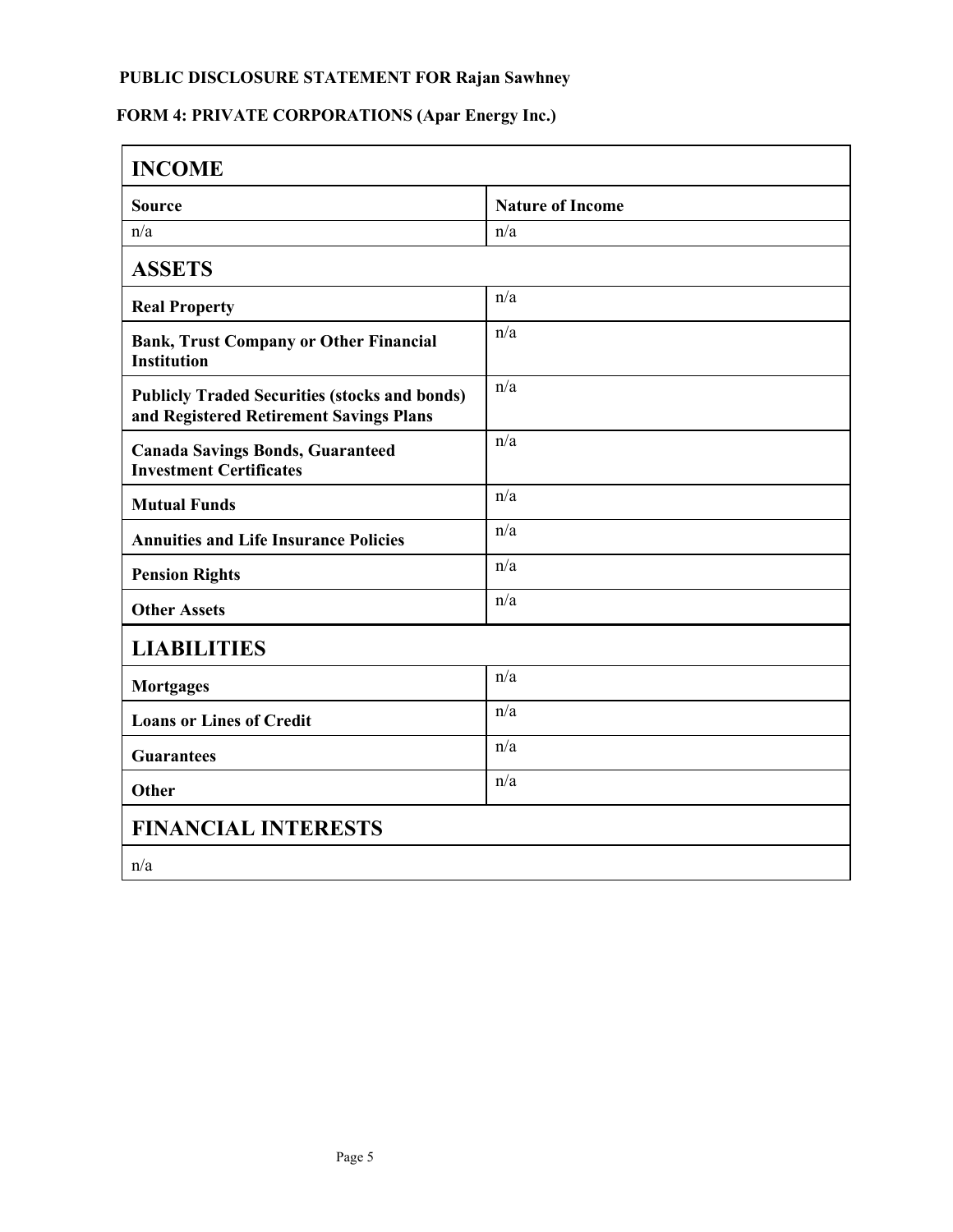**PUBLIC DISCLOSURE STATEMENT FOR Rajan Sawhney**

**FORM 4: PRIVATE CORPORATIONS (Apar Energy Inc.)**

| INCOME | |
|---|---|
| **Source** | **Nature of Income** |
| n/a | n/a |
| **ASSETS** | |
| **Real Property** | n/a |
| **Bank, Trust Company or Other Financial Institution** | n/a |
| **Publicly Traded Securities (stocks and bonds) and Registered Retirement Savings Plans** | n/a |
| **Canada Savings Bonds, Guaranteed Investment Certificates** | n/a |
| **Mutual Funds** | n/a |
| **Annuities and Life Insurance Policies** | n/a |
| **Pension Rights** | n/a |
| **Other Assets** | n/a |
| **LIABILITIES** | |
| **Mortgages** | n/a |
| **Loans or Lines of Credit** | n/a |
| **Guarantees** | n/a |
| **Other** | n/a |
| **FINANCIAL INTERESTS** | |
| n/a | |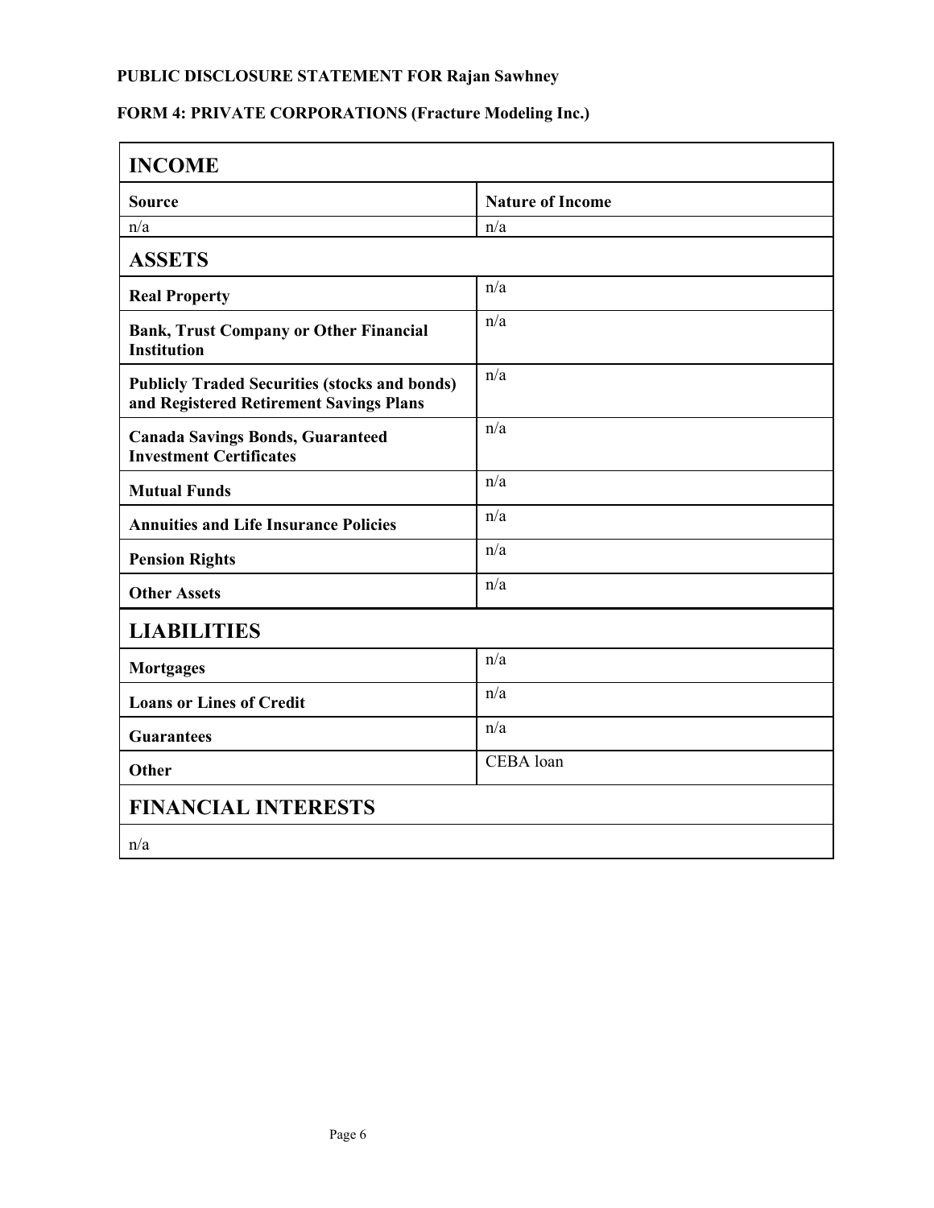**PUBLIC DISCLOSURE STATEMENT FOR Rajan Sawhney**

**FORM 4: PRIVATE CORPORATIONS (Fracture Modeling Inc.)**

| **INCOME** | |
|---|---|
| **Source** | **Nature of Income** |
| n/a | n/a |
| **ASSETS** | |
| **Real Property** | n/a |
| **Bank, Trust Company or Other Financial Institution** | n/a |
| **Publicly Traded Securities (stocks and bonds) and Registered Retirement Savings Plans** | n/a |
| **Canada Savings Bonds, Guaranteed Investment Certificates** | n/a |
| **Mutual Funds** | n/a |
| **Annuities and Life Insurance Policies** | n/a |
| **Pension Rights** | n/a |
| **Other Assets** | n/a |
| **LIABILITIES** | |
| **Mortgages** | n/a |
| **Loans or Lines of Credit** | n/a |
| **Guarantees** | n/a |
| **Other** | CEBA loan |
| **FINANCIAL INTERESTS** | |
| n/a | |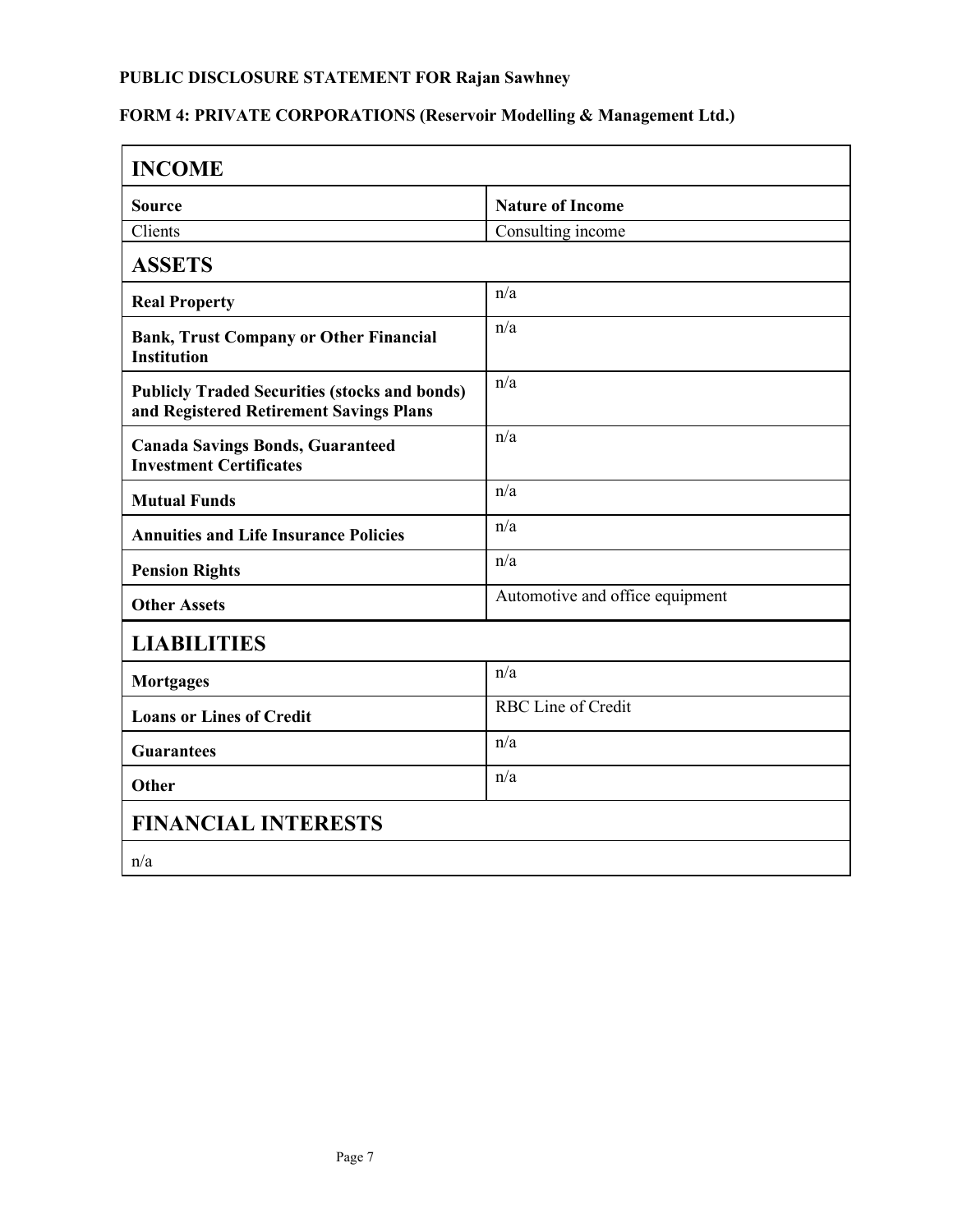**PUBLIC DISCLOSURE STATEMENT FOR Rajan Sawhney**

**FORM 4: PRIVATE CORPORATIONS (Reservoir Modelling & Management Ltd.)**

## INCOME

| **Source** | **Nature of Income** |
|---|---|
| Clients | Consulting income |

## ASSETS

| | |
|---|---|
| **Real Property** | n/a |
| **Bank, Trust Company or Other Financial Institution** | n/a |
| **Publicly Traded Securities (stocks and bonds) and Registered Retirement Savings Plans** | n/a |
| **Canada Savings Bonds, Guaranteed Investment Certificates** | n/a |
| **Mutual Funds** | n/a |
| **Annuities and Life Insurance Policies** | n/a |
| **Pension Rights** | n/a |
| **Other Assets** | Automotive and office equipment |

## LIABILITIES

| | |
|---|---|
| **Mortgages** | n/a |
| **Loans or Lines of Credit** | RBC Line of Credit |
| **Guarantees** | n/a |
| **Other** | n/a |

## FINANCIAL INTERESTS

n/a